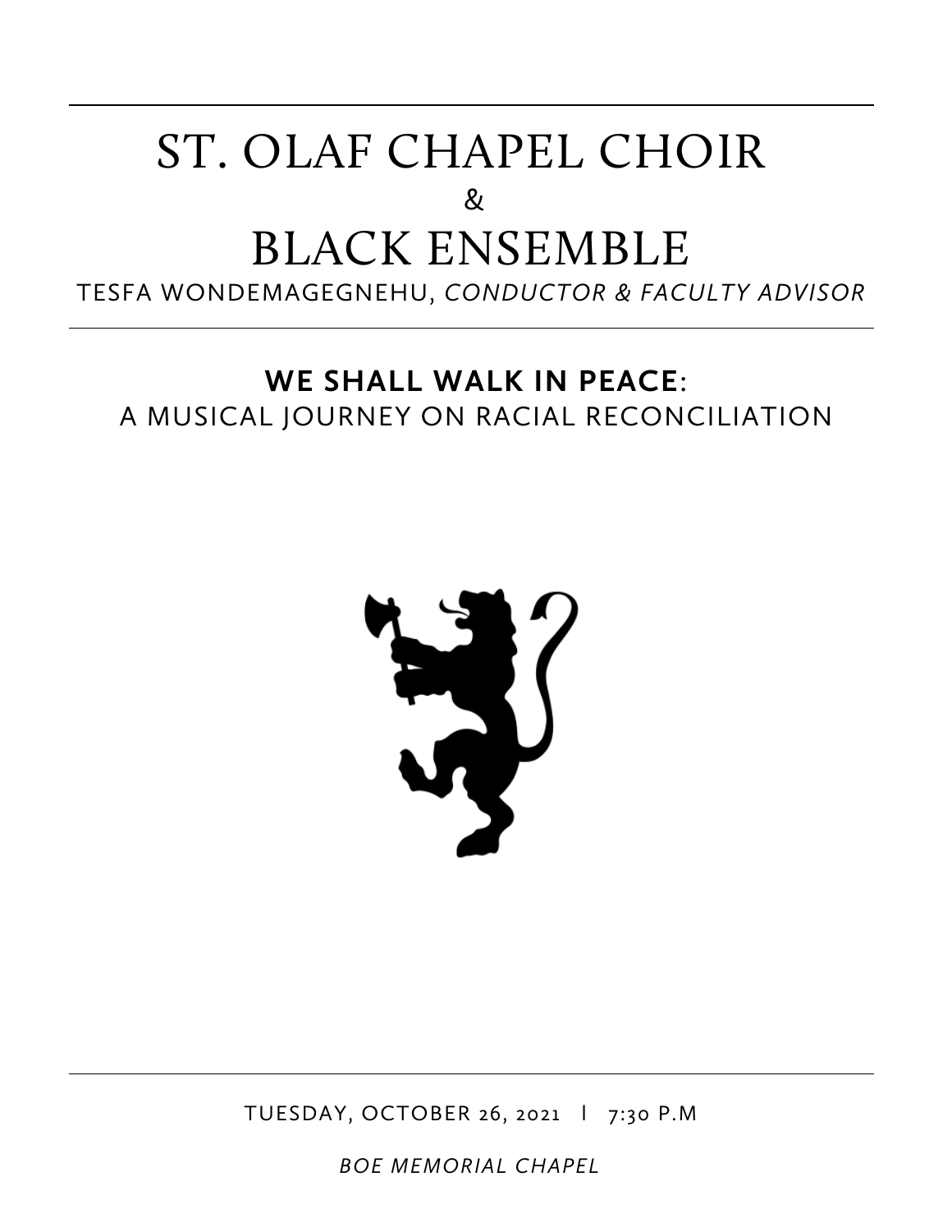# ST. OLAF CHAPEL CHOIR

&

# BLACK ENSEMBLE

TESFA WONDEMAGEGNEHU, *CONDUCTOR & FACULTY ADVISOR*

## **WE SHALL WALK IN PEACE**:

A MUSICAL JOURNEY ON RACIAL RECONCILIATION

TUESDAY, OCTOBER 26, 2021 | 7:30 P.M

*BOE MEMORIAL CHAPEL*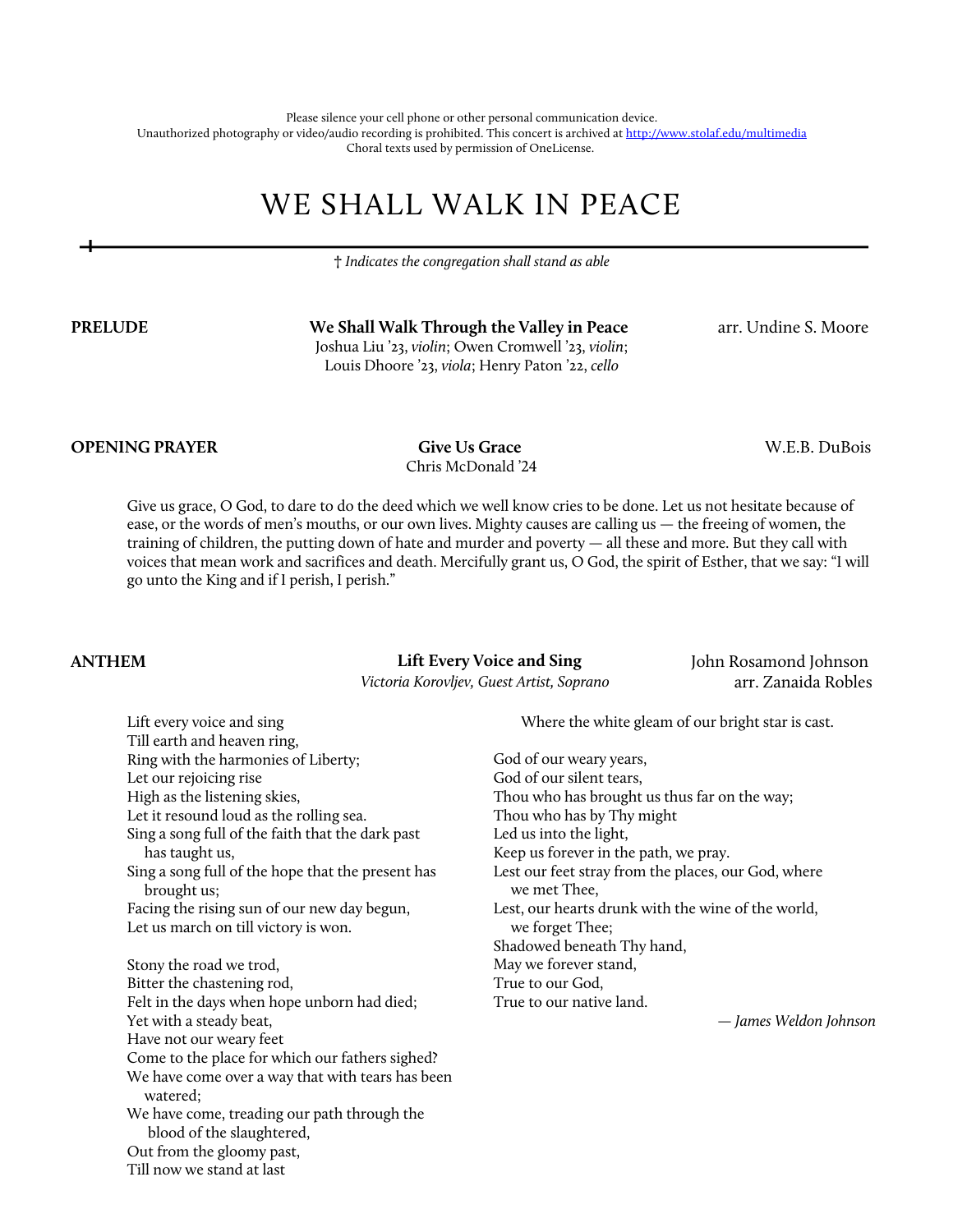Please silence your cell phone or other personal communication device.
Unauthorized photography or video/audio recording is prohibited. This concert is archived at http://www.stolaf.edu/multimedia
Choral texts used by permission of OneLicense.

# WE SHALL WALK IN PEACE

† *Indicates the congregation shall stand as able*

**PRELUDE** — **We Shall Walk Through the Valley in Peace** — arr. Undine S. Moore
Joshua Liu '23, *violin*; Owen Cromwell '23, *violin*;
Louis Dhoore '23, *viola*; Henry Paton '22, *cello*

**OPENING PRAYER** — **Give Us Grace** — W.E.B. DuBois
Chris McDonald '24

Give us grace, O God, to dare to do the deed which we well know cries to be done. Let us not hesitate because of ease, or the words of men's mouths, or our own lives. Mighty causes are calling us — the freeing of women, the training of children, the putting down of hate and murder and poverty — all these and more. But they call with voices that mean work and sacrifices and death. Mercifully grant us, O God, the spirit of Esther, that we say: "I will go unto the King and if I perish, I perish."

**ANTHEM** — **Lift Every Voice and Sing** — John Rosamond Johnson, arr. Zanaida Robles
*Victoria Korovljev, Guest Artist, Soprano*

Lift every voice and sing
Till earth and heaven ring,
Ring with the harmonies of Liberty;
Let our rejoicing rise
High as the listening skies,
Let it resound loud as the rolling sea.
Sing a song full of the faith that the dark past has taught us,
Sing a song full of the hope that the present has brought us;
Facing the rising sun of our new day begun,
Let us march on till victory is won.

Stony the road we trod,
Bitter the chastening rod,
Felt in the days when hope unborn had died;
Yet with a steady beat,
Have not our weary feet
Come to the place for which our fathers sighed?
We have come over a way that with tears has been watered;
We have come, treading our path through the blood of the slaughtered,
Out from the gloomy past,
Till now we stand at last
Where the white gleam of our bright star is cast.

God of our weary years,
God of our silent tears,
Thou who has brought us thus far on the way;
Thou who has by Thy might
Led us into the light,
Keep us forever in the path, we pray.
Lest our feet stray from the places, our God, where we met Thee,
Lest, our hearts drunk with the wine of the world, we forget Thee;
Shadowed beneath Thy hand,
May we forever stand,
True to our God,
True to our native land.

— *James Weldon Johnson*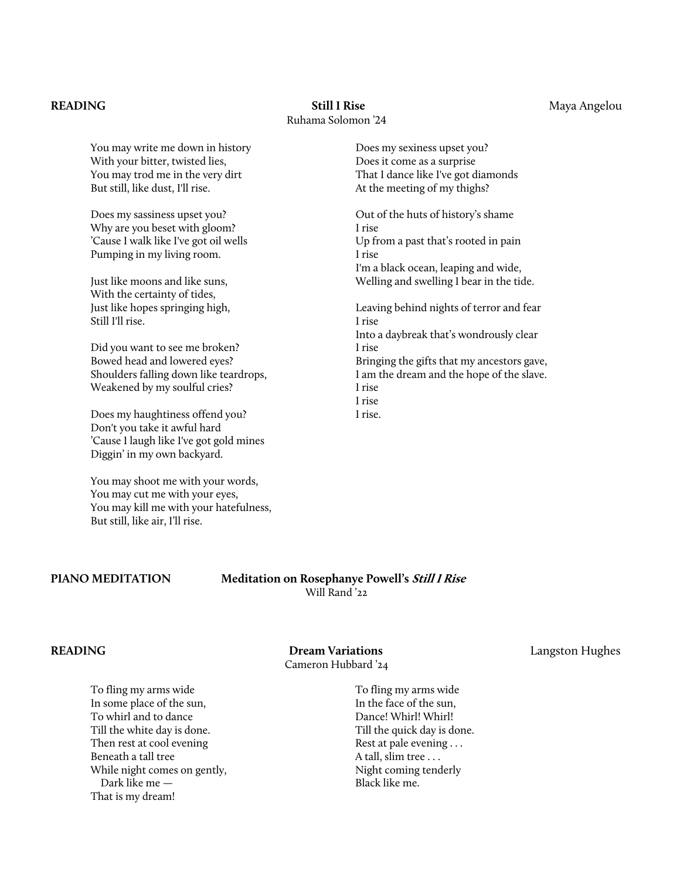**READING** **Still I Rise** Maya Angelou

Ruhama Solomon '24

You may write me down in history
With your bitter, twisted lies,
You may trod me in the very dirt
But still, like dust, I'll rise.

Does my sassiness upset you?
Why are you beset with gloom?
'Cause I walk like I've got oil wells
Pumping in my living room.

Just like moons and like suns,
With the certainty of tides,
Just like hopes springing high,
Still I'll rise.

Did you want to see me broken?
Bowed head and lowered eyes?
Shoulders falling down like teardrops,
Weakened by my soulful cries?

Does my haughtiness offend you?
Don't you take it awful hard
'Cause I laugh like I've got gold mines
Diggin' in my own backyard.

You may shoot me with your words,
You may cut me with your eyes,
You may kill me with your hatefulness,
But still, like air, I'll rise.

Does my sexiness upset you?
Does it come as a surprise
That I dance like I've got diamonds
At the meeting of my thighs?

Out of the huts of history's shame
I rise
Up from a past that's rooted in pain
I rise
I'm a black ocean, leaping and wide,
Welling and swelling I bear in the tide.

Leaving behind nights of terror and fear
I rise
Into a daybreak that's wondrously clear
I rise
Bringing the gifts that my ancestors gave,
I am the dream and the hope of the slave.
I rise
I rise
I rise.

**PIANO MEDITATION** **Meditation on Rosephanye Powell's *Still I Rise***

Will Rand '22

**READING** **Dream Variations** Langston Hughes

Cameron Hubbard '24

To fling my arms wide
In some place of the sun,
To whirl and to dance
Till the white day is done.
Then rest at cool evening
Beneath a tall tree
While night comes on gently,
Dark like me —
That is my dream!

To fling my arms wide
In the face of the sun,
Dance! Whirl! Whirl!
Till the quick day is done.
Rest at pale evening . . .
A tall, slim tree . . .
Night coming tenderly
Black like me.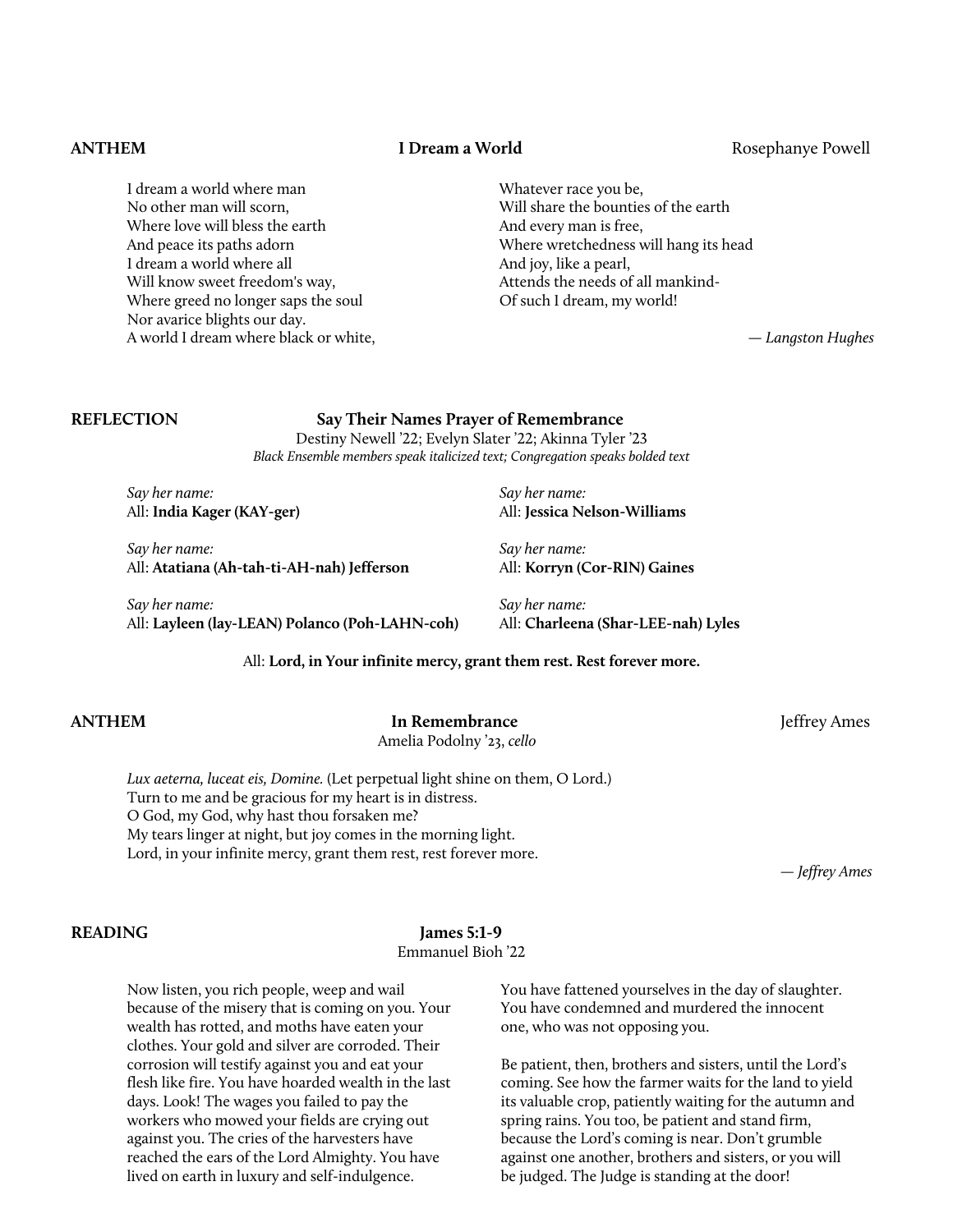**ANTHEM** — **I Dream a World** — Rosephanye Powell

I dream a world where man
No other man will scorn,
Where love will bless the earth
And peace its paths adorn
I dream a world where all
Will know sweet freedom's way,
Where greed no longer saps the soul
Nor avarice blights our day.
A world I dream where black or white,
Whatever race you be,
Will share the bounties of the earth
And every man is free,
Where wretchedness will hang its head
And joy, like a pearl,
Attends the needs of all mankind-
Of such I dream, my world!

— *Langston Hughes*

**REFLECTION** — **Say Their Names Prayer of Remembrance**

Destiny Newell ’22; Evelyn Slater ’22; Akinna Tyler ’23

*Black Ensemble members speak italicized text; Congregation speaks bolded text*

*Say her name:*
All: **India Kager (KAY-ger)**

*Say her name:*
All: **Atatiana (Ah-tah-ti-AH-nah) Jefferson**

*Say her name:*
All: **Layleen (lay-LEAN) Polanco (Poh-LAHN-coh)**

*Say her name:*
All: **Jessica Nelson-Williams**

*Say her name:*
All: **Korryn (Cor-RIN) Gaines**

*Say her name:*
All: **Charleena (Shar-LEE-nah) Lyles**

All: **Lord, in Your infinite mercy, grant them rest. Rest forever more.**

**ANTHEM** — **In Remembrance** — Jeffrey Ames

Amelia Podolny ’23, *cello*

*Lux aeterna, luceat eis, Domine.* (Let perpetual light shine on them, O Lord.)
Turn to me and be gracious for my heart is in distress.
O God, my God, why hast thou forsaken me?
My tears linger at night, but joy comes in the morning light.
Lord, in your infinite mercy, grant them rest, rest forever more.

— *Jeffrey Ames*

**READING** — **James 5:1-9**

Emmanuel Bioh ’22

Now listen, you rich people, weep and wail because of the misery that is coming on you. Your wealth has rotted, and moths have eaten your clothes. Your gold and silver are corroded. Their corrosion will testify against you and eat your flesh like fire. You have hoarded wealth in the last days. Look! The wages you failed to pay the workers who mowed your fields are crying out against you. The cries of the harvesters have reached the ears of the Lord Almighty. You have lived on earth in luxury and self-indulgence. You have fattened yourselves in the day of slaughter. You have condemned and murdered the innocent one, who was not opposing you.

Be patient, then, brothers and sisters, until the Lord’s coming. See how the farmer waits for the land to yield its valuable crop, patiently waiting for the autumn and spring rains. You too, be patient and stand firm, because the Lord’s coming is near. Don’t grumble against one another, brothers and sisters, or you will be judged. The Judge is standing at the door!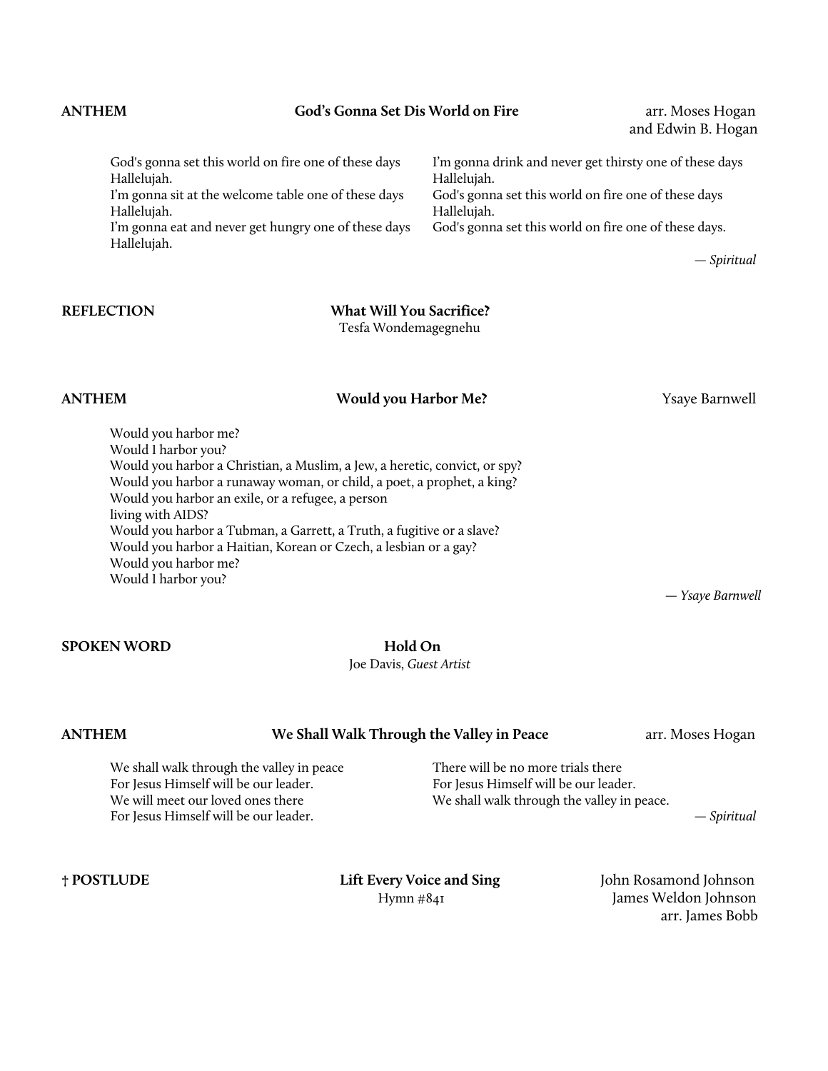**ANTHEM** — **God's Gonna Set Dis World on Fire** — arr. Moses Hogan and Edwin B. Hogan

God's gonna set this world on fire one of these days
Hallelujah.
I'm gonna sit at the welcome table one of these days
Hallelujah.
I'm gonna eat and never get hungry one of these days
Hallelujah.
I'm gonna drink and never get thirsty one of these days
Hallelujah.
God's gonna set this world on fire one of these days
Hallelujah.
God's gonna set this world on fire one of these days.

*— Spiritual*

**REFLECTION** — **What Will You Sacrifice?**
Tesfa Wondemagegnehu

**ANTHEM** — **Would you Harbor Me?** — Ysaye Barnwell

Would you harbor me?
Would I harbor you?
Would you harbor a Christian, a Muslim, a Jew, a heretic, convict, or spy?
Would you harbor a runaway woman, or child, a poet, a prophet, a king?
Would you harbor an exile, or a refugee, a person
living with AIDS?
Would you harbor a Tubman, a Garrett, a Truth, a fugitive or a slave?
Would you harbor a Haitian, Korean or Czech, a lesbian or a gay?
Would you harbor me?
Would I harbor you?

*— Ysaye Barnwell*

**SPOKEN WORD** — **Hold On**
Joe Davis, *Guest Artist*

**ANTHEM** — **We Shall Walk Through the Valley in Peace** — arr. Moses Hogan

We shall walk through the valley in peace
For Jesus Himself will be our leader.
We will meet our loved ones there
For Jesus Himself will be our leader.
There will be no more trials there
For Jesus Himself will be our leader.
We shall walk through the valley in peace.

*— Spiritual*

**† POSTLUDE** — **Lift Every Voice and Sing** — John Rosamond Johnson, James Weldon Johnson, arr. James Bobb
Hymn #841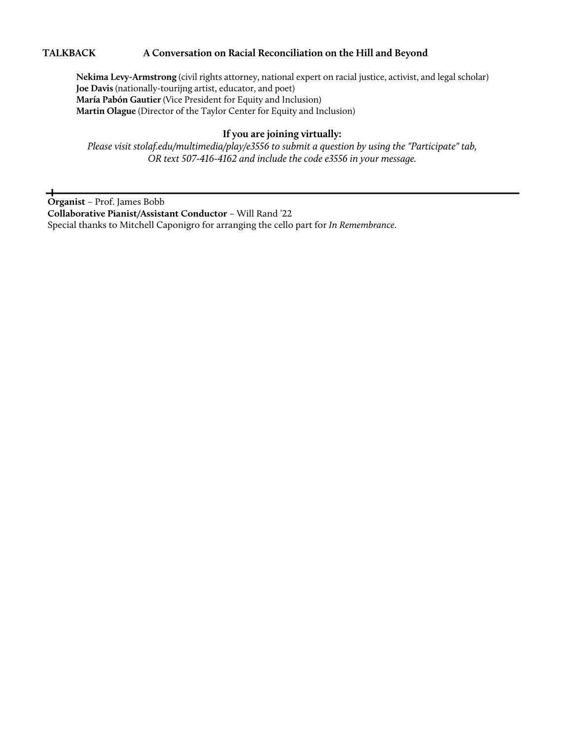**TALKBACK** **A Conversation on Racial Reconciliation on the Hill and Beyond**

**Nekima Levy-Armstrong** (civil rights attorney, national expert on racial justice, activist, and legal scholar)
**Joe Davis** (nationally-tourijng artist, educator, and poet)
**María Pabón Gautier** (Vice President for Equity and Inclusion)
**Martin Olague** (Director of the Taylor Center for Equity and Inclusion)

**If you are joining virtually:**

*Please visit stolaf.edu/multimedia/play/e3556 to submit a question by using the "Participate" tab, OR text 507-416-4162 and include the code e3556 in your message.*

---

**Organist** – Prof. James Bobb
**Collaborative Pianist/Assistant Conductor** – Will Rand '22
Special thanks to Mitchell Caponigro for arranging the cello part for *In Remembrance*.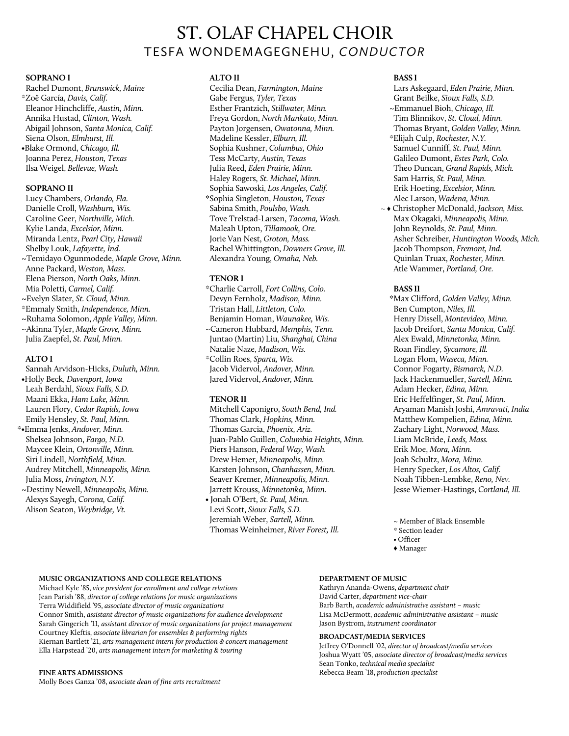# ST. OLAF CHAPEL CHOIR

## TESFA WONDEMAGEGNEHU, *CONDUCTOR*

**SOPRANO I**

Rachel Dumont, *Brunswick, Maine*
*Zoë García, *Davis, Calif.*
Eleanor Hinchcliffe, *Austin, Minn.*
Annika Hustad, *Clinton, Wash.*
Abigail Johnson, *Santa Monica, Calif.*
Siena Olson, *Elmhurst, Ill.*
•Blake Ormond, *Chicago, Ill.*
Joanna Perez, *Houston, Texas*
Ilsa Weigel, *Bellevue, Wash.*

**SOPRANO II**

Lucy Chambers, *Orlando, Fla.*
Danielle Croll, *Washburn, Wis.*
Caroline Geer, *Northville, Mich.*
Kylie Landa, *Excelsior, Minn.*
Miranda Lentz, *Pearl City, Hawaii*
Shelby Louk, *Lafayette, Ind.*
~Temidayo Ogunmodede, *Maple Grove, Minn.*
Anne Packard, *Weston, Mass.*
Elena Pierson, *North Oaks, Minn.*
Mia Poletti, *Carmel, Calif.*
~Evelyn Slater, *St. Cloud, Minn.*
*Emmaly Smith, *Independence, Minn.*
~Ruhama Solomon, *Apple Valley, Minn.*
~Akinna Tyler, *Maple Grove, Minn.*
Julia Zaepfel, *St. Paul, Minn.*

**ALTO I**

Sannah Arvidson-Hicks, *Duluth, Minn.*
•Holly Beck, *Davenport, Iowa*
Leah Berdahl, *Sioux Falls, S.D.*
Maani Ekka, *Ham Lake, Minn.*
Lauren Flory, *Cedar Rapids, Iowa*
Emily Hensley, *St. Paul, Minn.*
*•Emma Jenks, *Andover, Minn.*
Shelsea Johnson, *Fargo, N.D.*
Maycee Klein, *Ortonville, Minn.*
Siri Lindell, *Northfield, Minn.*
Audrey Mitchell, *Minneapolis, Minn.*
Julia Moss, *Irvington, N.Y.*
~Destiny Newell, *Minneapolis, Minn.*
Alexys Sayegh, *Corona, Calif.*
Alison Seaton, *Weybridge, Vt.*

**ALTO II**

Cecilia Dean, *Farmington, Maine*
Gabe Fergus, *Tyler, Texas*
Esther Frantzich, *Stillwater, Minn.*
Freya Gordon, *North Mankato, Minn.*
Payton Jorgensen, *Owatonna, Minn.*
Madeline Kessler, *Elburn, Ill.*
Sophia Kushner, *Columbus, Ohio*
Tess McCarty, *Austin, Texas*
Julia Reed, *Eden Prairie, Minn.*
Haley Rogers, *St. Michael, Minn.*
Sophia Sawoski, *Los Angeles, Calif.*
*Sophia Singleton, *Houston, Texas*
Sabina Smith, *Poulsbo, Wash.*
Tove Trelstad-Larsen, *Tacoma, Wash.*
Maleah Upton, *Tillamook, Ore.*
Jorie Van Nest, *Groton, Mass.*
Rachel Whittington, *Downers Grove, Ill.*
Alexandra Young, *Omaha, Neb.*

**TENOR I**

*Charlie Carroll, *Fort Collins, Colo.*
Devyn Fernholz, *Madison, Minn.*
Tristan Hall, *Littleton, Colo.*
Benjamin Homan, *Waunakee, Wis.*
~Cameron Hubbard, *Memphis, Tenn.*
Juntao (Martin) Liu, *Shanghai, China*
Natalie Naze, *Madison, Wis.*
*Collin Roes, *Sparta, Wis.*
Jacob Vidervol, *Andover, Minn.*
Jared Vidervol, *Andover, Minn.*

**TENOR II**

Mitchell Caponigro, *South Bend, Ind.*
Thomas Clark, *Hopkins, Minn.*
Thomas Garcia, *Phoenix, Ariz.*
Juan-Pablo Guillen, *Columbia Heights, Minn.*
Piers Hanson, *Federal Way, Wash.*
Drew Hemer, *Minneapolis, Minn.*
Karsten Johnson, *Chanhassen, Minn.*
Seaver Kremer, *Minneapolis, Minn.*
Jarrett Krouss, *Minnetonka, Minn.*
• Jonah O'Bert, *St. Paul, Minn.*
Levi Scott, *Sioux Falls, S.D.*
Jeremiah Weber, *Sartell, Minn.*
Thomas Weinheimer, *River Forest, Ill.*

**BASS I**

Lars Askegaard, *Eden Prairie, Minn.*
Grant Beilke, *Sioux Falls, S.D.*
~Emmanuel Bioh, *Chicago, Ill.*
Tim Blinnikov, *St. Cloud, Minn.*
Thomas Bryant, *Golden Valley, Minn.*
*Elijah Culp, *Rochester, N.Y.*
Samuel Cunniff, *St. Paul, Minn.*
Galileo Dumont, *Estes Park, Colo.*
Theo Duncan, *Grand Rapids, Mich.*
Sam Harris, *St. Paul, Minn.*
Erik Hoeting, *Excelsior, Minn.*
Alec Larson, *Wadena, Minn.*
~ ♦ Christopher McDonald, *Jackson, Miss.*
Max Okagaki, *Minneapolis, Minn.*
John Reynolds, *St. Paul, Minn.*
Asher Schreiber, *Huntington Woods, Mich.*
Jacob Thompson, *Fremont, Ind.*
Quinlan Truax, *Rochester, Minn.*
Atle Wammer, *Portland, Ore.*

**BASS II**

*Max Clifford, *Golden Valley, Minn.*
Ben Cumpton, *Niles, Ill.*
Henry Dissell, *Montevideo, Minn.*
Jacob Dreifort, *Santa Monica, Calif.*
Alex Ewald, *Minnetonka, Minn.*
Roan Findley, *Sycamore, Ill.*
Logan Flom, *Waseca, Minn.*
Connor Fogarty, *Bismarck, N.D.*
Jack Hackenmueller, *Sartell, Minn.*
Adam Hecker, *Edina, Minn.*
Eric Heffelfinger, *St. Paul, Minn.*
Aryaman Manish Joshi, *Amravati, India*
Matthew Kompelien, *Edina, Minn.*
Zachary Light, *Norwood, Mass.*
Liam McBride, *Leeds, Mass.*
Erik Moe, *Mora, Minn.*
Joah Schultz, *Mora, Minn.*
Henry Specker, *Los Altos, Calif.*
Noah Tibben-Lembke, *Reno, Nev.*
Jesse Wiemer-Hastings, *Cortland, Ill.*

~ Member of Black Ensemble
* Section leader
• Officer
♦ Manager

**MUSIC ORGANIZATIONS AND COLLEGE RELATIONS**

Michael Kyle '85, *vice president for enrollment and college relations*
Jean Parish '88, *director of college relations for music organizations*
Terra Widdifield '95, *associate director of music organizations*
Connor Smith, *assistant director of music organizations for audience development*
Sarah Gingerich '11, *assistant director of music organizations for project management*
Courtney Kleftis, *associate librarian for ensembles & performing rights*
Kiernan Bartlett '21, *arts management intern for production & concert management*
Ella Harpstead '20, *arts management intern for marketing & touring*

**FINE ARTS ADMISSIONS**

Molly Boes Ganza '08, *associate dean of fine arts recruitment*

**DEPARTMENT OF MUSIC**

Kathryn Ananda-Owens, *department chair*
David Carter, *department vice-chair*
Barb Barth, *academic administrative assistant – music*
Lisa McDermott, *academic administrative assistant – music*
Jason Bystrom, *instrument coordinator*

**BROADCAST/MEDIA SERVICES**

Jeffrey O'Donnell '02, *director of broadcast/media services*
Joshua Wyatt '05, *associate director of broadcast/media services*
Sean Tonko, *technical media specialist*
Rebecca Beam '18, *production specialist*